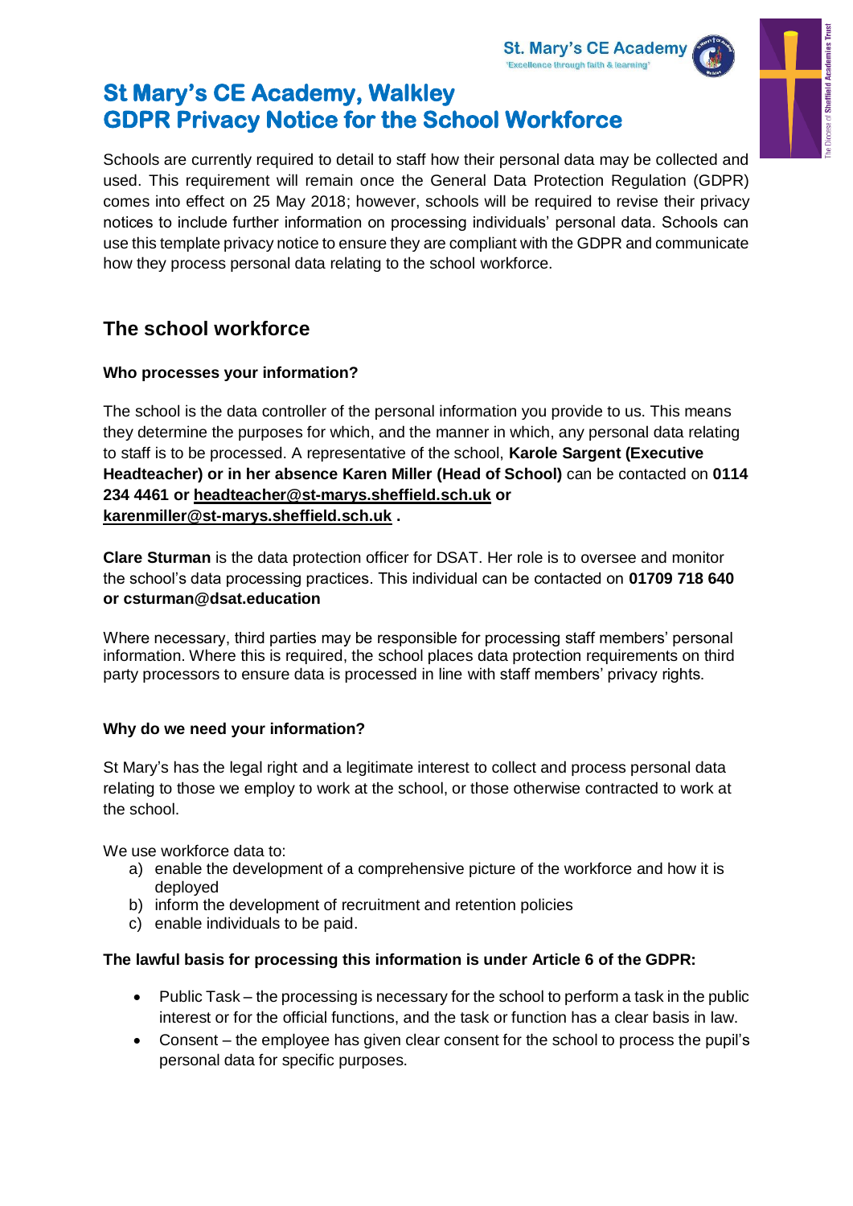# St Mary's CE Academy, Walkley
# GDPR Privacy Notice for the School Workforce

Schools are currently required to detail to staff how their personal data may be collected and used. This requirement will remain once the General Data Protection Regulation (GDPR) comes into effect on 25 May 2018; however, schools will be required to revise their privacy notices to include further information on processing individuals' personal data. Schools can use this template privacy notice to ensure they are compliant with the GDPR and communicate how they process personal data relating to the school workforce.

## The school workforce

**Who processes your information?**

The school is the data controller of the personal information you provide to us. This means they determine the purposes for which, and the manner in which, any personal data relating to staff is to be processed. A representative of the school, **Karole Sargent (Executive Headteacher) or in her absence Karen Miller (Head of School)** can be contacted on **0114 234 4461 or headteacher@st-marys.sheffield.sch.uk or karenmiller@st-marys.sheffield.sch.uk .**

**Clare Sturman** is the data protection officer for DSAT. Her role is to oversee and monitor the school's data processing practices. This individual can be contacted on **01709 718 640 or csturman@dsat.education**

Where necessary, third parties may be responsible for processing staff members' personal information. Where this is required, the school places data protection requirements on third party processors to ensure data is processed in line with staff members' privacy rights.

**Why do we need your information?**

St Mary's has the legal right and a legitimate interest to collect and process personal data relating to those we employ to work at the school, or those otherwise contracted to work at the school.

We use workforce data to:

a) enable the development of a comprehensive picture of the workforce and how it is deployed
b) inform the development of recruitment and retention policies
c) enable individuals to be paid.

**The lawful basis for processing this information is under Article 6 of the GDPR:**

- Public Task – the processing is necessary for the school to perform a task in the public interest or for the official functions, and the task or function has a clear basis in law.
- Consent – the employee has given clear consent for the school to process the pupil's personal data for specific purposes.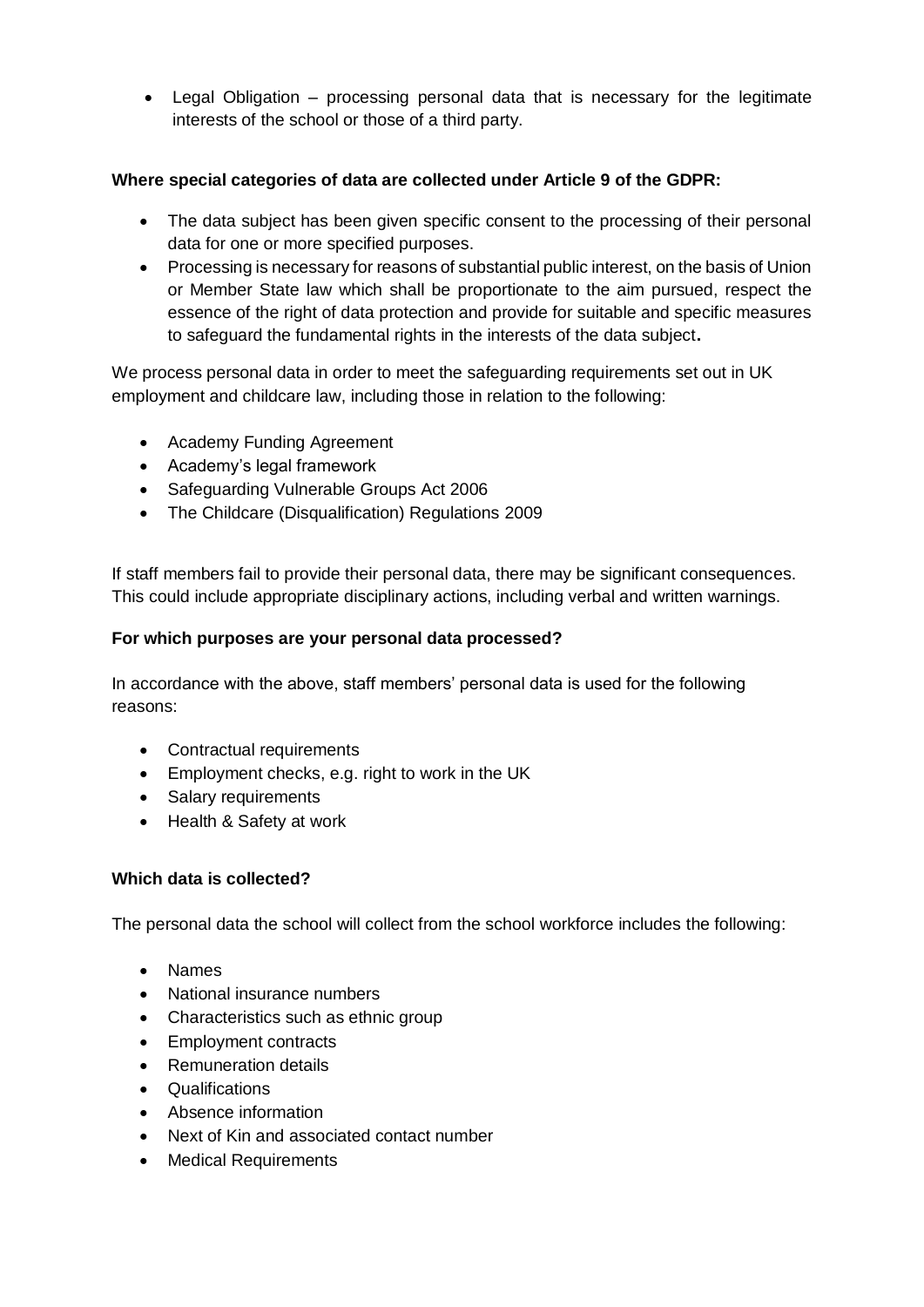- Legal Obligation – processing personal data that is necessary for the legitimate interests of the school or those of a third party.

**Where special categories of data are collected under Article 9 of the GDPR:**

- The data subject has been given specific consent to the processing of their personal data for one or more specified purposes.
- Processing is necessary for reasons of substantial public interest, on the basis of Union or Member State law which shall be proportionate to the aim pursued, respect the essence of the right of data protection and provide for suitable and specific measures to safeguard the fundamental rights in the interests of the data subject**.**

We process personal data in order to meet the safeguarding requirements set out in UK employment and childcare law, including those in relation to the following:

- Academy Funding Agreement
- Academy's legal framework
- Safeguarding Vulnerable Groups Act 2006
- The Childcare (Disqualification) Regulations 2009

If staff members fail to provide their personal data, there may be significant consequences. This could include appropriate disciplinary actions, including verbal and written warnings.

**For which purposes are your personal data processed?**

In accordance with the above, staff members' personal data is used for the following reasons:

- Contractual requirements
- Employment checks, e.g. right to work in the UK
- Salary requirements
- Health & Safety at work

**Which data is collected?**

The personal data the school will collect from the school workforce includes the following:

- Names
- National insurance numbers
- Characteristics such as ethnic group
- Employment contracts
- Remuneration details
- Qualifications
- Absence information
- Next of Kin and associated contact number
- Medical Requirements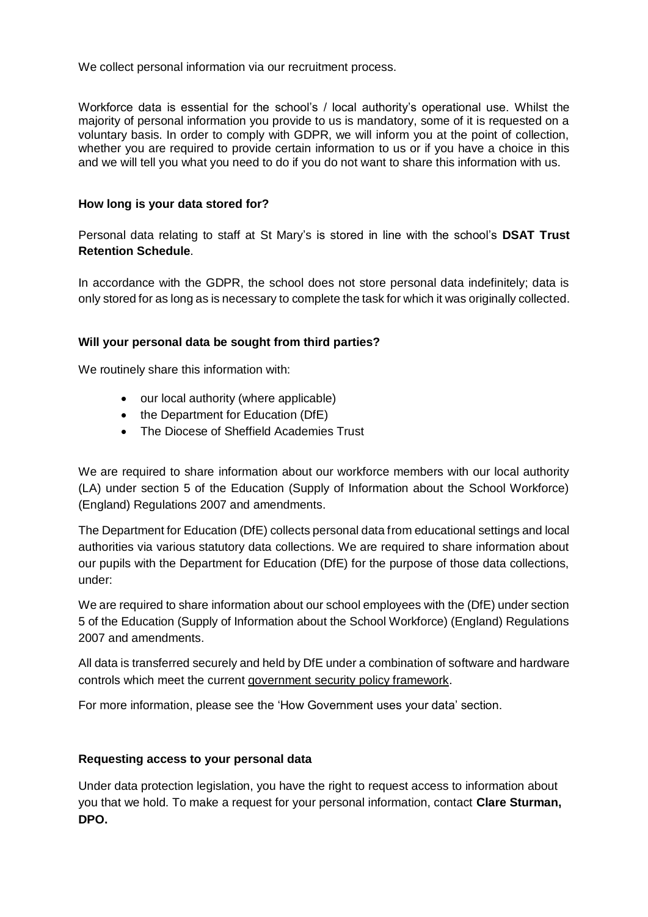We collect personal information via our recruitment process.

Workforce data is essential for the school's / local authority's operational use. Whilst the majority of personal information you provide to us is mandatory, some of it is requested on a voluntary basis. In order to comply with GDPR, we will inform you at the point of collection, whether you are required to provide certain information to us or if you have a choice in this and we will tell you what you need to do if you do not want to share this information with us.

### How long is your data stored for?

Personal data relating to staff at St Mary's is stored in line with the school's **DSAT Trust Retention Schedule**.

In accordance with the GDPR, the school does not store personal data indefinitely; data is only stored for as long as is necessary to complete the task for which it was originally collected.

### Will your personal data be sought from third parties?

We routinely share this information with:

- our local authority (where applicable)
- the Department for Education (DfE)
- The Diocese of Sheffield Academies Trust

We are required to share information about our workforce members with our local authority (LA) under section 5 of the Education (Supply of Information about the School Workforce) (England) Regulations 2007 and amendments.

The Department for Education (DfE) collects personal data from educational settings and local authorities via various statutory data collections. We are required to share information about our pupils with the Department for Education (DfE) for the purpose of those data collections, under:

We are required to share information about our school employees with the (DfE) under section 5 of the Education (Supply of Information about the School Workforce) (England) Regulations 2007 and amendments.

All data is transferred securely and held by DfE under a combination of software and hardware controls which meet the current government security policy framework.

For more information, please see the 'How Government uses your data' section.

### Requesting access to your personal data

Under data protection legislation, you have the right to request access to information about you that we hold. To make a request for your personal information, contact **Clare Sturman, DPO.**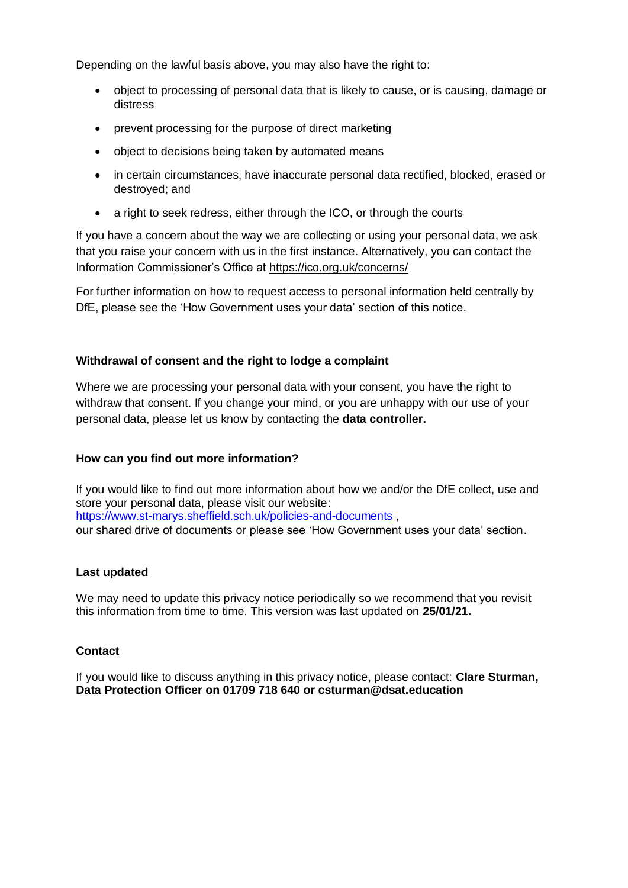Depending on the lawful basis above, you may also have the right to:

- object to processing of personal data that is likely to cause, or is causing, damage or distress
- prevent processing for the purpose of direct marketing
- object to decisions being taken by automated means
- in certain circumstances, have inaccurate personal data rectified, blocked, erased or destroyed; and
- a right to seek redress, either through the ICO, or through the courts

If you have a concern about the way we are collecting or using your personal data, we ask that you raise your concern with us in the first instance. Alternatively, you can contact the Information Commissioner's Office at https://ico.org.uk/concerns/

For further information on how to request access to personal information held centrally by DfE, please see the 'How Government uses your data' section of this notice.

### Withdrawal of consent and the right to lodge a complaint

Where we are processing your personal data with your consent, you have the right to withdraw that consent. If you change your mind, or you are unhappy with our use of your personal data, please let us know by contacting the **data controller.**

### How can you find out more information?

If you would like to find out more information about how we and/or the DfE collect, use and store your personal data, please visit our website:
https://www.st-marys.sheffield.sch.uk/policies-and-documents ,
our shared drive of documents or please see 'How Government uses your data' section.

### Last updated

We may need to update this privacy notice periodically so we recommend that you revisit this information from time to time. This version was last updated on **25/01/21.**

### Contact

If you would like to discuss anything in this privacy notice, please contact: **Clare Sturman, Data Protection Officer on 01709 718 640 or csturman@dsat.education**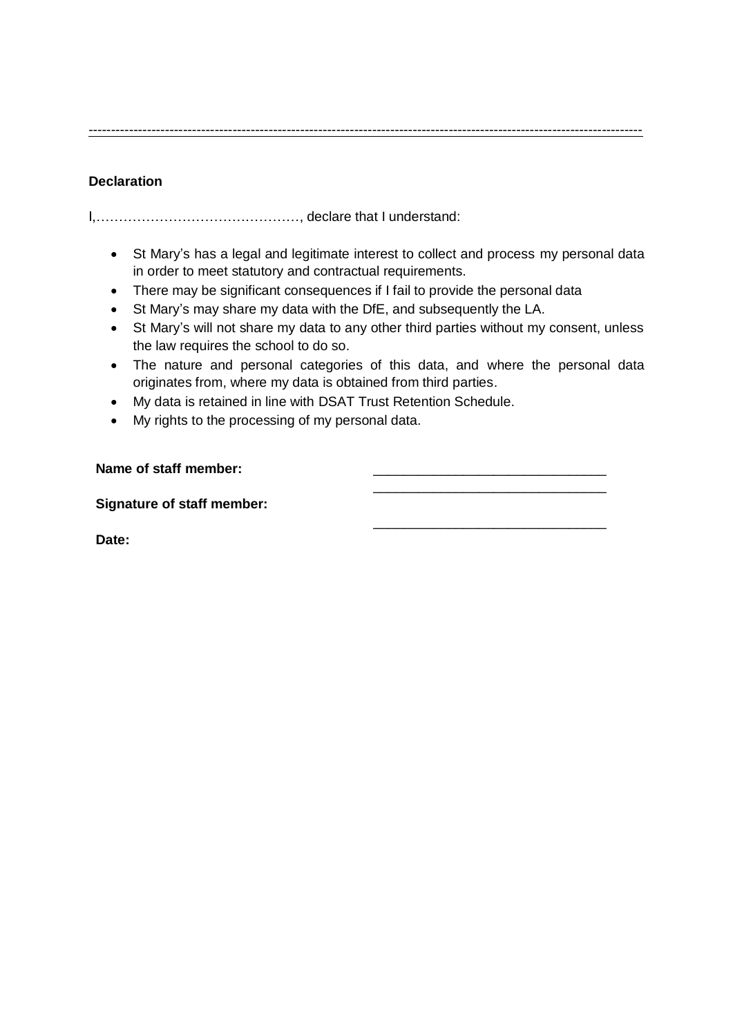---

**Declaration**

I,………………………………………, declare that I understand:

- St Mary's has a legal and legitimate interest to collect and process my personal data in order to meet statutory and contractual requirements.
- There may be significant consequences if I fail to provide the personal data
- St Mary's may share my data with the DfE, and subsequently the LA.
- St Mary's will not share my data to any other third parties without my consent, unless the law requires the school to do so.
- The nature and personal categories of this data, and where the personal data originates from, where my data is obtained from third parties.
- My data is retained in line with DSAT Trust Retention Schedule.
- My rights to the processing of my personal data.

**Name of staff member:** _______________________________

**Signature of staff member:** _______________________________

**Date:** _______________________________